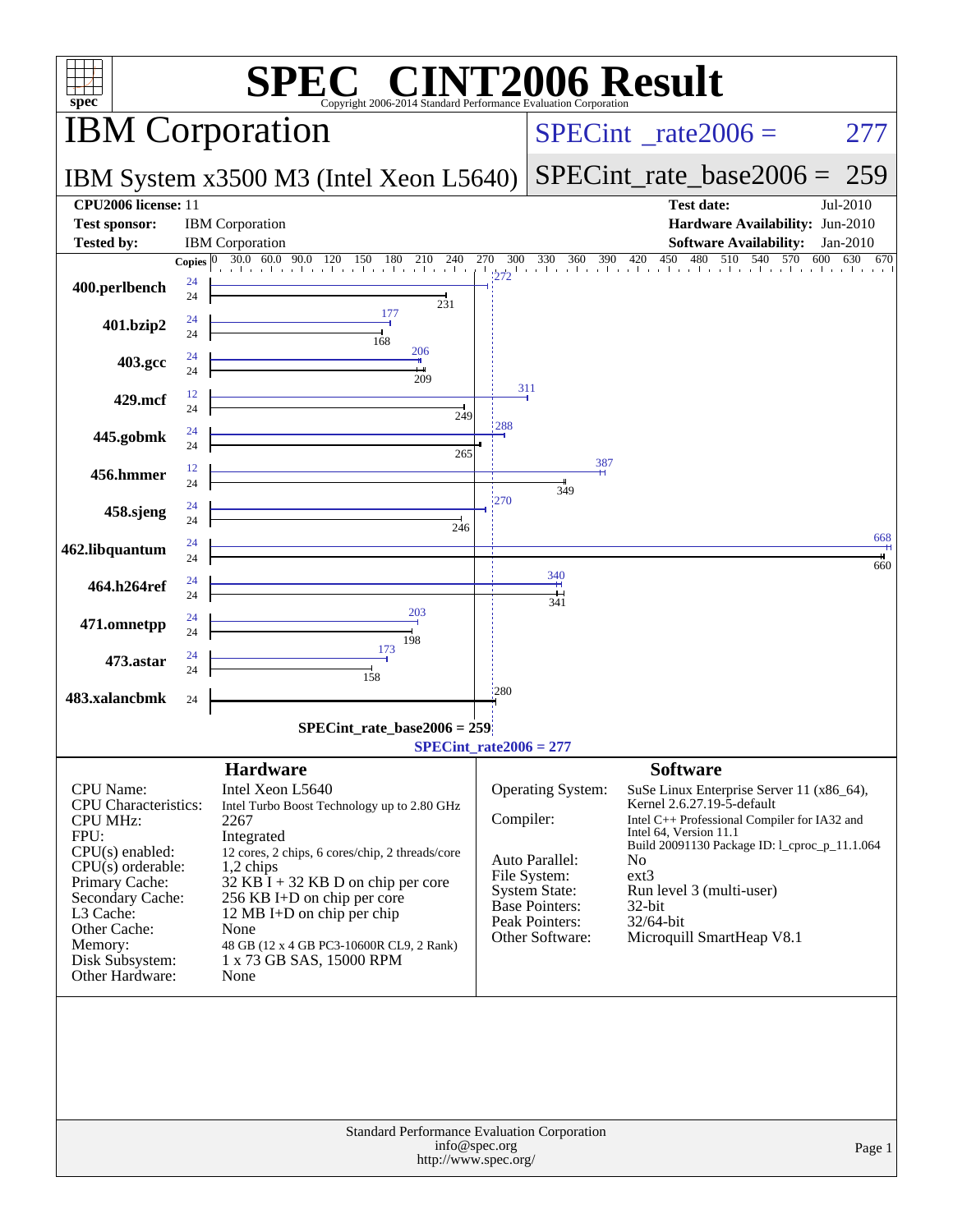# SPEC CINT2006 Result

Copyright 2006-2014 Standard Performance Evaluation Corporation

## IBM Corporation

**SPECint_rate2006 = 277**

## IBM System x3500 M3 (Intel Xeon L5640)

**SPECint_rate_base2006 = 259**

| | | | |
|---|---|---|---|
| **CPU2006 license:** | 11 | **Test date:** | Jul-2010 |
| **Test sponsor:** | IBM Corporation | **Hardware Availability:** | Jun-2010 |
| **Tested by:** | IBM Corporation | **Software Availability:** | Jan-2010 |

| Benchmark | Copies (peak) | Peak | Copies (base) | Base |
|---|---|---|---|---|
| 400.perlbench | 24 | 272 | 24 | 231 |
| 401.bzip2 | 24 | 177 | 24 | 168 |
| 403.gcc | 24 | 206 | 24 | 209 |
| 429.mcf | 12 | 311 | 24 | 249 |
| 445.gobmk | 24 | 288 | 24 | 265 |
| 456.hmmer | 12 | 387 | 24 | 349 |
| 458.sjeng | 24 | 270 | 24 | 246 |
| 462.libquantum | 24 | 668 | 24 | 660 |
| 464.h264ref | 24 | 340 | 24 | 341 |
| 471.omnetpp | 24 | 203 | 24 | 198 |
| 473.astar | 24 | 173 | 24 | 158 |
| 483.xalancbmk | | 280 | 24 | 280 |

SPECint_rate_base2006 = 259

SPECint_rate2006 = 277

### Hardware

| | |
|---|---|
| CPU Name: | Intel Xeon L5640 |
| CPU Characteristics: | Intel Turbo Boost Technology up to 2.80 GHz |
| CPU MHz: | 2267 |
| FPU: | Integrated |
| CPU(s) enabled: | 12 cores, 2 chips, 6 cores/chip, 2 threads/core |
| CPU(s) orderable: | 1,2 chips |
| Primary Cache: | 32 KB I + 32 KB D on chip per core |
| Secondary Cache: | 256 KB I+D on chip per core |
| L3 Cache: | 12 MB I+D on chip per chip |
| Other Cache: | None |
| Memory: | 48 GB (12 x 4 GB PC3-10600R CL9, 2 Rank) |
| Disk Subsystem: | 1 x 73 GB SAS, 15000 RPM |
| Other Hardware: | None |

### Software

| | |
|---|---|
| Operating System: | SuSe Linux Enterprise Server 11 (x86_64), Kernel 2.6.27.19-5-default |
| Compiler: | Intel C++ Professional Compiler for IA32 and Intel 64, Version 11.1 Build 20091130 Package ID: l_cproc_p_11.1.064 |
| Auto Parallel: | No |
| File System: | ext3 |
| System State: | Run level 3 (multi-user) |
| Base Pointers: | 32-bit |
| Peak Pointers: | 32/64-bit |
| Other Software: | Microquill SmartHeap V8.1 |

Standard Performance Evaluation Corporation
info@spec.org
http://www.spec.org/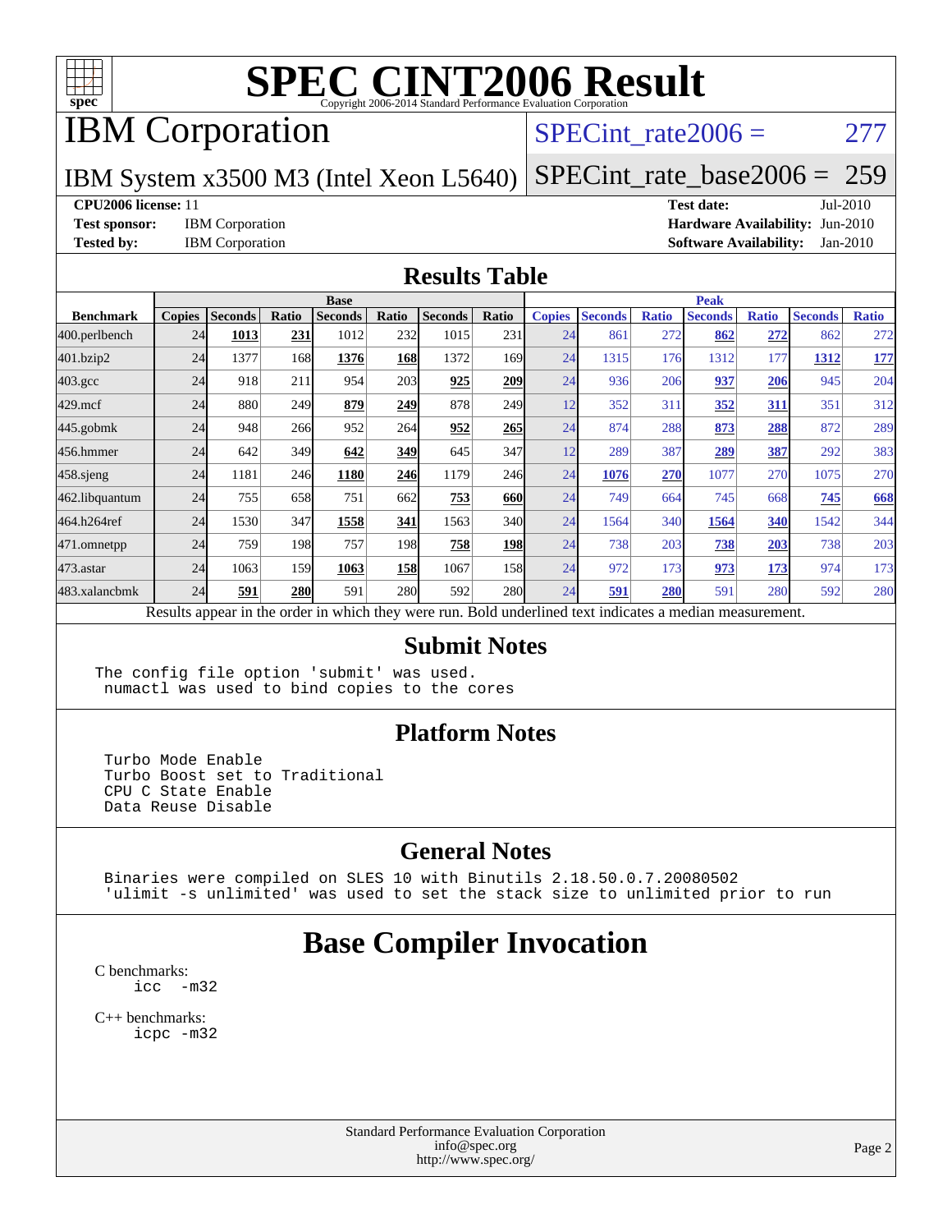# SPEC CINT2006 Result

Copyright 2006-2014 Standard Performance Evaluation Corporation

## IBM Corporation

IBM System x3500 M3 (Intel Xeon L5640)

SPECint_rate2006 = 277

SPECint_rate_base2006 = 259

**CPU2006 license:** 11 **Test date:** Jul-2010

**Test sponsor:** IBM Corporation **Hardware Availability:** Jun-2010

**Tested by:** IBM Corporation **Software Availability:** Jan-2010

## Results Table

| Benchmark | Base | | | | | | | Peak | | | | | | |
|---|---|---|---|---|---|---|---|---|---|---|---|---|---|---|
| | Copies | Seconds | Ratio | Seconds | Ratio | Seconds | Ratio | Copies | Seconds | Ratio | Seconds | Ratio | Seconds | Ratio |
| 400.perlbench | 24 | **1013** | **231** | 1012 | 232 | 1015 | 231 | 24 | 861 | 272 | **862** | **272** | 862 | 272 |
| 401.bzip2 | 24 | 1377 | 168 | **1376** | **168** | 1372 | 169 | 24 | 1315 | 176 | 1312 | 177 | **1312** | **177** |
| 403.gcc | 24 | 918 | 211 | 954 | 203 | **925** | **209** | 24 | 936 | 206 | **937** | **206** | 945 | 204 |
| 429.mcf | 24 | 880 | 249 | **879** | **249** | 878 | 249 | 12 | 352 | 311 | **352** | **311** | 351 | 312 |
| 445.gobmk | 24 | 948 | 266 | 952 | 264 | **952** | **265** | 24 | 874 | 288 | **873** | **288** | 872 | 289 |
| 456.hmmer | 24 | 642 | 349 | **642** | **349** | 645 | 347 | 12 | 289 | 387 | **289** | **387** | 292 | 383 |
| 458.sjeng | 24 | 1181 | 246 | **1180** | **246** | 1179 | 246 | 24 | **1076** | **270** | 1077 | 270 | 1075 | 270 |
| 462.libquantum | 24 | 755 | 658 | 751 | 662 | **753** | **660** | 24 | 749 | 664 | 745 | 668 | **745** | **668** |
| 464.h264ref | 24 | 1530 | 347 | **1558** | **341** | 1563 | 340 | 24 | 1564 | 340 | **1564** | **340** | 1542 | 344 |
| 471.omnetpp | 24 | 759 | 198 | 757 | 198 | **758** | **198** | 24 | 738 | 203 | **738** | **203** | 738 | 203 |
| 473.astar | 24 | 1063 | 159 | **1063** | **158** | 1067 | 158 | 24 | 972 | 173 | **973** | **173** | 974 | 173 |
| 483.xalancbmk | 24 | **591** | **280** | 591 | 280 | 592 | 280 | 24 | **591** | **280** | 591 | 280 | 592 | 280 |

Results appear in the order in which they were run. Bold underlined text indicates a median measurement.

## Submit Notes

```
The config file option 'submit' was used.
 numactl was used to bind copies to the cores
```

## Platform Notes

```
Turbo Mode Enable
Turbo Boost set to Traditional
CPU C State Enable
Data Reuse Disable
```

## General Notes

```
Binaries were compiled on SLES 10 with Binutils 2.18.50.0.7.20080502
'ulimit -s unlimited' was used to set the stack size to unlimited prior to run
```

# Base Compiler Invocation

C benchmarks:

```
icc  -m32
```

C++ benchmarks:

```
icpc -m32
```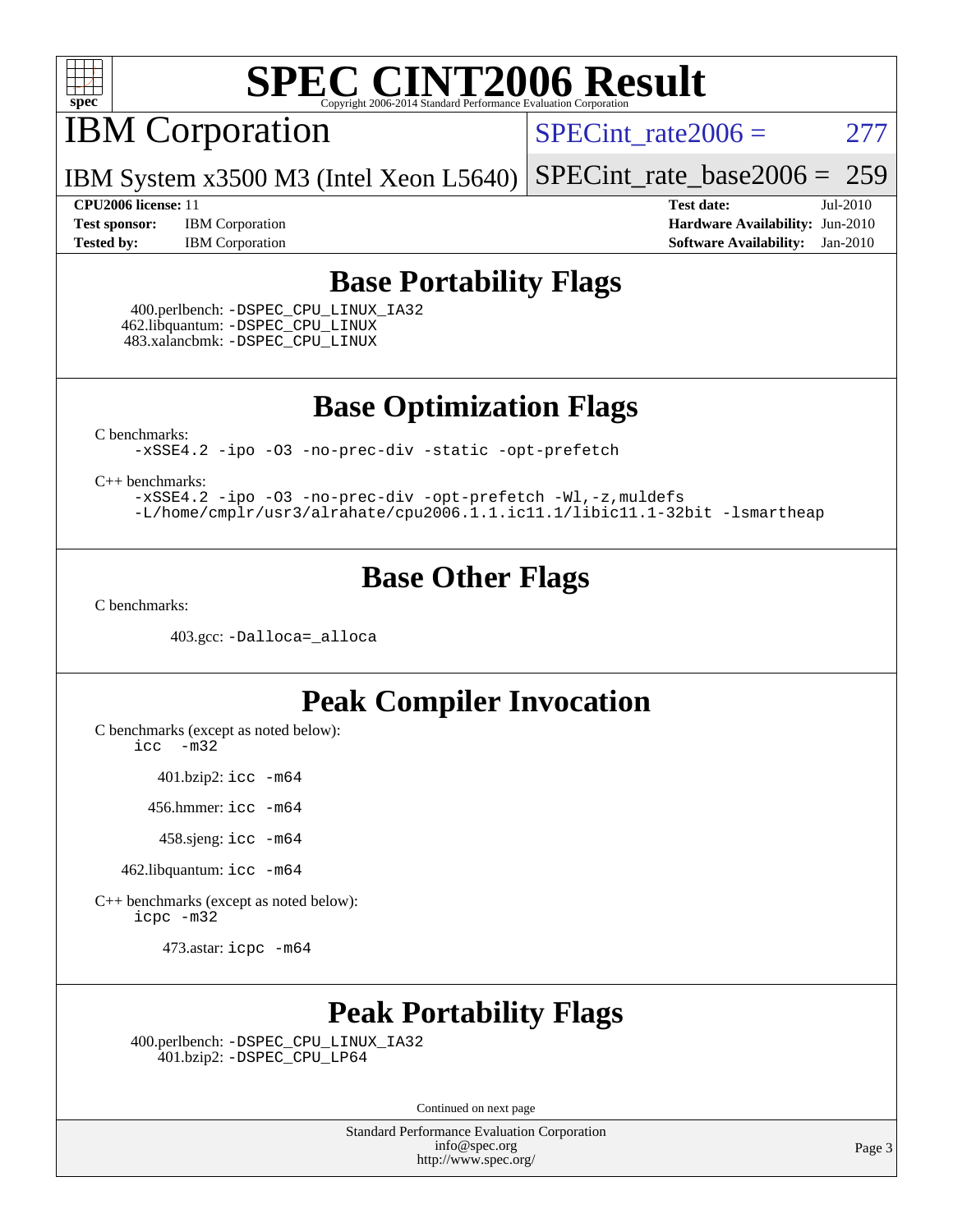# SPEC CINT2006 Result

Copyright 2006-2014 Standard Performance Evaluation Corporation

## IBM Corporation

IBM System x3500 M3 (Intel Xeon L5640)

SPECint_rate2006 = 277

SPECint_rate_base2006 = 259

**CPU2006 license:** 11
**Test sponsor:** IBM Corporation
**Tested by:** IBM Corporation

**Test date:** Jul-2010
**Hardware Availability:** Jun-2010
**Software Availability:** Jan-2010

## Base Portability Flags

400.perlbench: `-DSPEC_CPU_LINUX_IA32`
462.libquantum: `-DSPEC_CPU_LINUX`
483.xalancbmk: `-DSPEC_CPU_LINUX`

## Base Optimization Flags

C benchmarks:

```
-xSSE4.2 -ipo -O3 -no-prec-div -static -opt-prefetch
```

C++ benchmarks:

```
-xSSE4.2 -ipo -O3 -no-prec-div -opt-prefetch -Wl,-z,muldefs
-L/home/cmplr/usr3/alrahate/cpu2006.1.1.ic11.1/libic11.1-32bit -lsmartheap
```

## Base Other Flags

C benchmarks:

403.gcc: `-Dalloca=_alloca`

## Peak Compiler Invocation

C benchmarks (except as noted below):

```
icc  -m32
```

401.bzip2: `icc -m64`

456.hmmer: `icc -m64`

458.sjeng: `icc -m64`

462.libquantum: `icc -m64`

C++ benchmarks (except as noted below):

```
icpc -m32
```

473.astar: `icpc -m64`

## Peak Portability Flags

400.perlbench: `-DSPEC_CPU_LINUX_IA32`
401.bzip2: `-DSPEC_CPU_LP64`

Continued on next page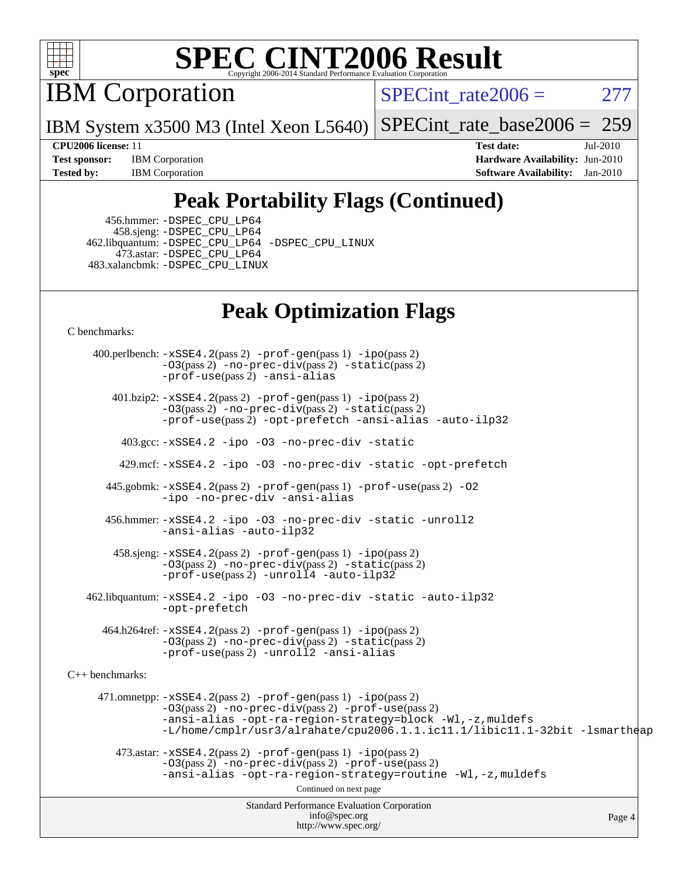# SPEC CINT2006 Result

Copyright 2006-2014 Standard Performance Evaluation Corporation

## IBM Corporation

IBM System x3500 M3 (Intel Xeon L5640)

SPECint_rate2006 = 277

SPECint_rate_base2006 = 259

| | | | |
|---|---|---|---|
| **CPU2006 license:** 11 | | **Test date:** | Jul-2010 |
| **Test sponsor:** | IBM Corporation | **Hardware Availability:** | Jun-2010 |
| **Tested by:** | IBM Corporation | **Software Availability:** | Jan-2010 |

## Peak Portability Flags (Continued)

456.hmmer: -DSPEC_CPU_LP64
458.sjeng: -DSPEC_CPU_LP64
462.libquantum: -DSPEC_CPU_LP64 -DSPEC_CPU_LINUX
473.astar: -DSPEC_CPU_LP64
483.xalancbmk: -DSPEC_CPU_LINUX

## Peak Optimization Flags

C benchmarks:

400.perlbench: -xSSE4.2(pass 2) -prof-gen(pass 1) -ipo(pass 2) -O3(pass 2) -no-prec-div(pass 2) -static(pass 2) -prof-use(pass 2) -ansi-alias

401.bzip2: -xSSE4.2(pass 2) -prof-gen(pass 1) -ipo(pass 2) -O3(pass 2) -no-prec-div(pass 2) -static(pass 2) -prof-use(pass 2) -opt-prefetch -ansi-alias -auto-ilp32

403.gcc: -xSSE4.2 -ipo -O3 -no-prec-div -static

429.mcf: -xSSE4.2 -ipo -O3 -no-prec-div -static -opt-prefetch

445.gobmk: -xSSE4.2(pass 2) -prof-gen(pass 1) -prof-use(pass 2) -O2 -ipo -no-prec-div -ansi-alias

456.hmmer: -xSSE4.2 -ipo -O3 -no-prec-div -static -unroll2 -ansi-alias -auto-ilp32

458.sjeng: -xSSE4.2(pass 2) -prof-gen(pass 1) -ipo(pass 2) -O3(pass 2) -no-prec-div(pass 2) -static(pass 2) -prof-use(pass 2) -unroll4 -auto-ilp32

462.libquantum: -xSSE4.2 -ipo -O3 -no-prec-div -static -auto-ilp32 -opt-prefetch

464.h264ref: -xSSE4.2(pass 2) -prof-gen(pass 1) -ipo(pass 2) -O3(pass 2) -no-prec-div(pass 2) -static(pass 2) -prof-use(pass 2) -unroll2 -ansi-alias

C++ benchmarks:

471.omnetpp: -xSSE4.2(pass 2) -prof-gen(pass 1) -ipo(pass 2) -O3(pass 2) -no-prec-div(pass 2) -prof-use(pass 2) -ansi-alias -opt-ra-region-strategy=block -Wl,-z,muldefs -L/home/cmplr/usr3/alrahate/cpu2006.1.1.ic11.1/libic11.1-32bit -lsmartheap

473.astar: -xSSE4.2(pass 2) -prof-gen(pass 1) -ipo(pass 2) -O3(pass 2) -no-prec-div(pass 2) -prof-use(pass 2) -ansi-alias -opt-ra-region-strategy=routine -Wl,-z,muldefs

Continued on next page

Standard Performance Evaluation Corporation
info@spec.org
http://www.spec.org/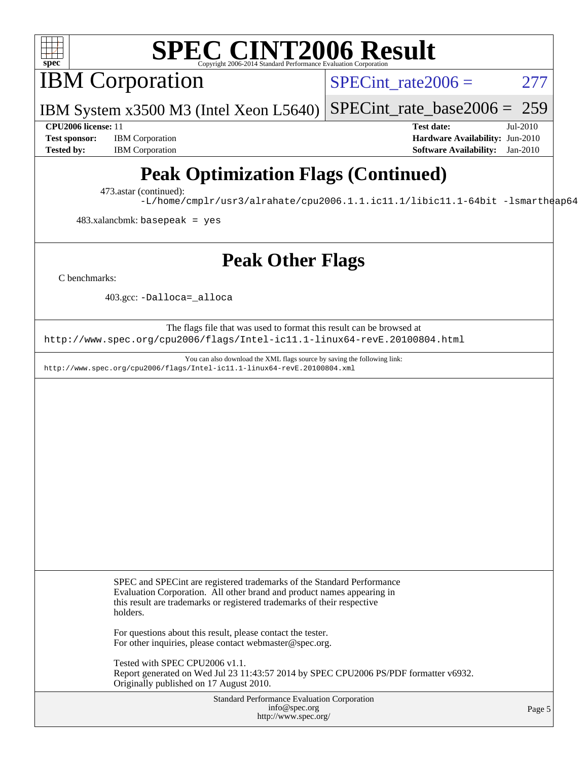# SPEC CINT2006 Result

Copyright 2006-2014 Standard Performance Evaluation Corporation

## IBM Corporation

IBM System x3500 M3 (Intel Xeon L5640)

SPECint_rate2006 = 277

SPECint_rate_base2006 = 259

**CPU2006 license:** 11
**Test sponsor:** IBM Corporation
**Tested by:** IBM Corporation

**Test date:** Jul-2010
**Hardware Availability:** Jun-2010
**Software Availability:** Jan-2010

## Peak Optimization Flags (Continued)

473.astar (continued):
`-L/home/cmplr/usr3/alrahate/cpu2006.1.1.ic11.1/libic11.1-64bit -lsmartheap64`

483.xalancbmk: `basepeak = yes`

## Peak Other Flags

C benchmarks:

403.gcc: `-Dalloca=_alloca`

The flags file that was used to format this result can be browsed at
http://www.spec.org/cpu2006/flags/Intel-ic11.1-linux64-revE.20100804.html

You can also download the XML flags source by saving the following link:
http://www.spec.org/cpu2006/flags/Intel-ic11.1-linux64-revE.20100804.xml

SPEC and SPECint are registered trademarks of the Standard Performance Evaluation Corporation. All other brand and product names appearing in this result are trademarks or registered trademarks of their respective holders.

For questions about this result, please contact the tester.
For other inquiries, please contact webmaster@spec.org.

Tested with SPEC CPU2006 v1.1.
Report generated on Wed Jul 23 11:43:57 2014 by SPEC CPU2006 PS/PDF formatter v6932.
Originally published on 17 August 2010.